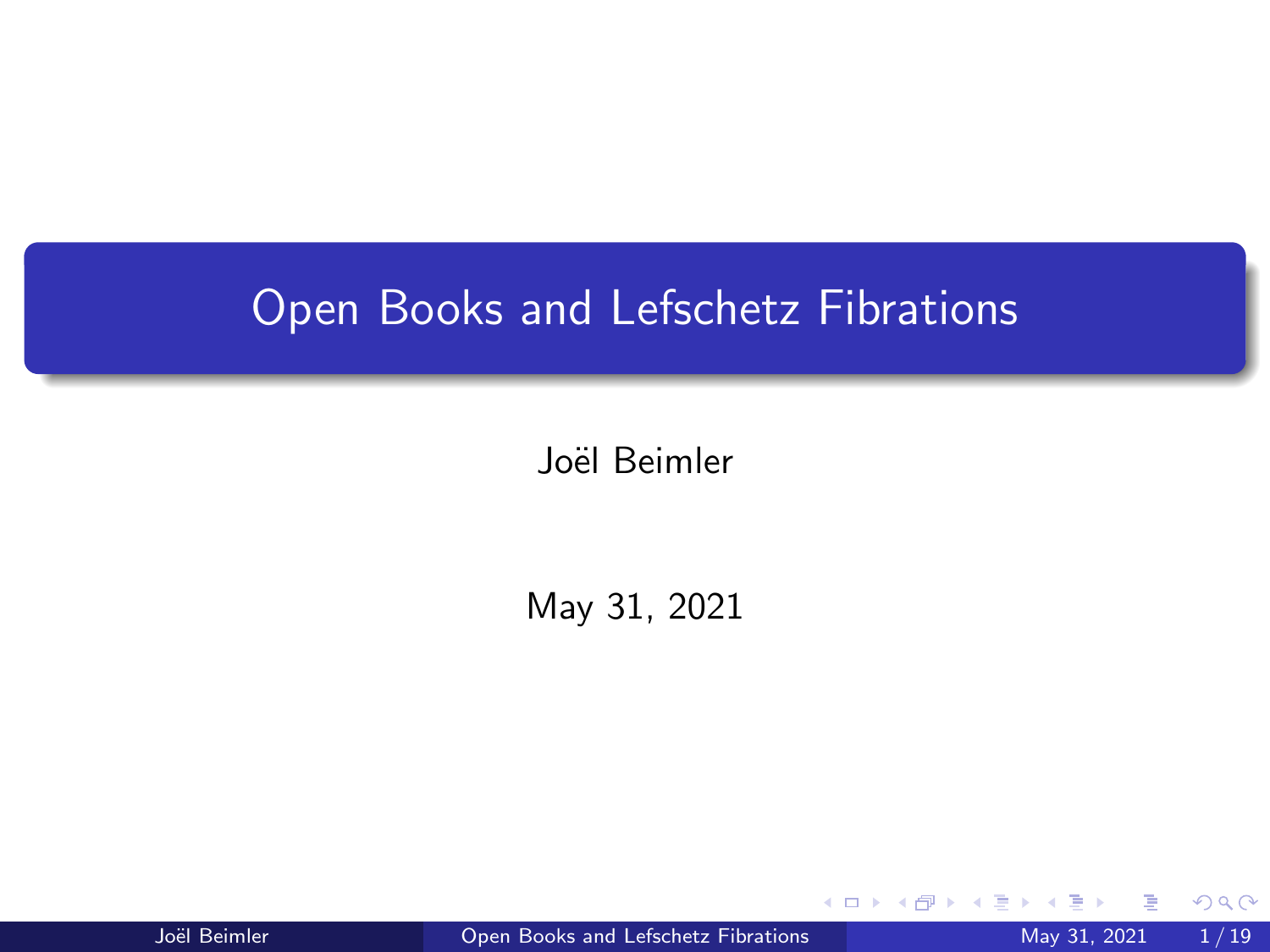# Open Books and Lefschetz Fibrations

Joël Beimler

May 31, 2021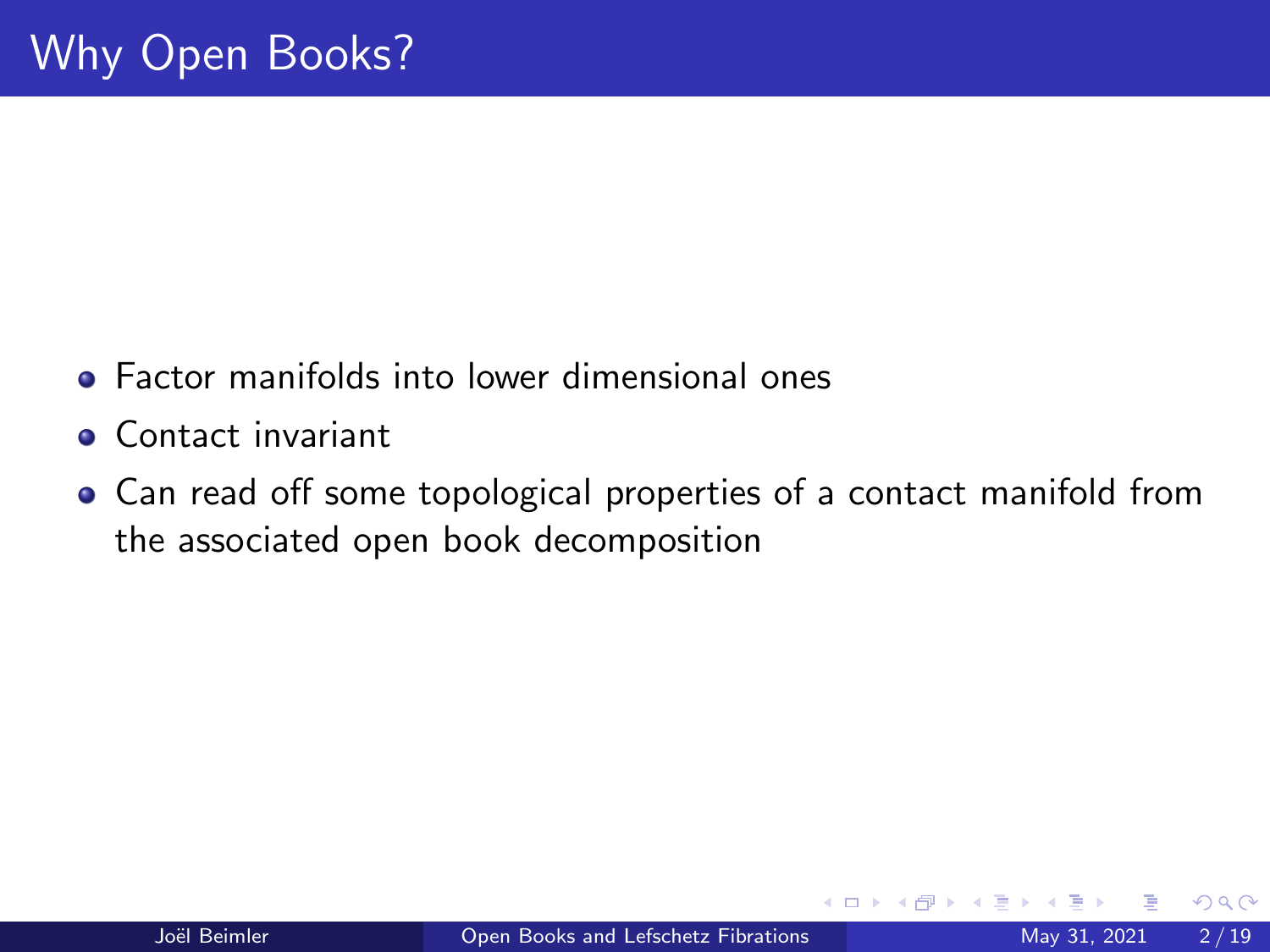# Why Open Books?

- Factor manifolds into lower dimensional ones
- Contact invariant
- Can read off some topological properties of a contact manifold from the associated open book decomposition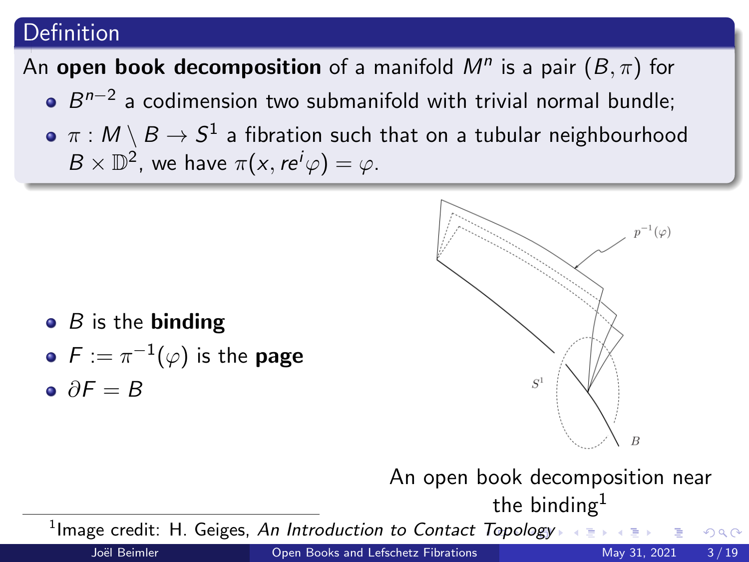## Definition

An **open book decomposition** of a manifold $M^n$ is a pair $(B, \pi)$ for

- $B^{n-2}$ a codimension two submanifold with trivial normal bundle;
- $\pi : M \setminus B \to S^1$ a fibration such that on a tubular neighbourhood $B \times \mathbb{D}^2$, we have $\pi(x, re^i\varphi) = \varphi$.

- $B$ is the **binding**
- $F := \pi^{-1}(\varphi)$ is the **page**
- $\partial F = B$

An open book decomposition near the binding[1]

[1] Image credit: H. Geiges, *An Introduction to Contact Topology*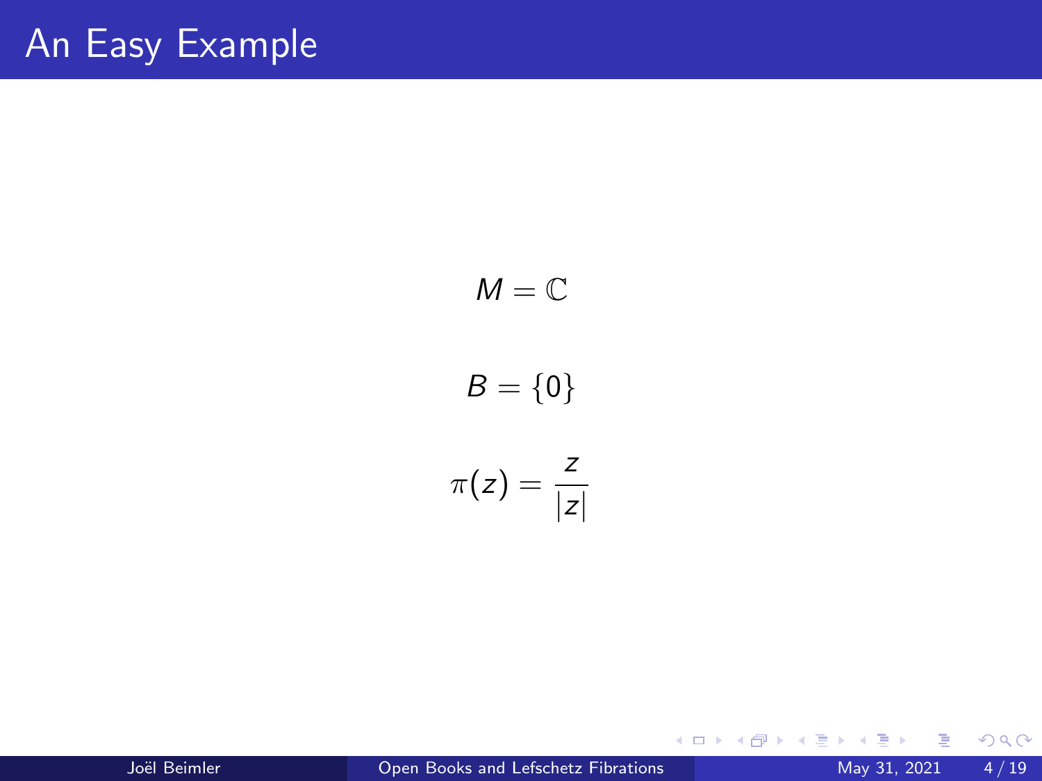# An Easy Example

$$M = \mathbb{C}$$

$$B = \{0\}$$

$$\pi(z) = \frac{z}{|z|}$$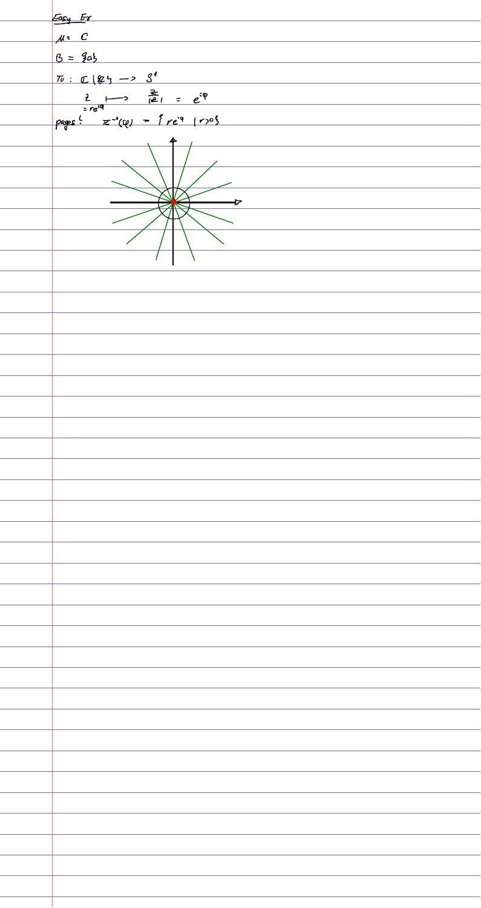Easy Ex

$M = \mathbb{C}$

$B = \{0\}$

$\pi : \mathbb{C} \setminus \{0\} \longrightarrow S^1$

$$\underset{= re^{i\varphi}}{z} \longmapsto \frac{z}{|z|} = e^{i\varphi}$$

pages: $\pi^{-1}(\varphi) = \{ re^{i\varphi} \mid r > 0 \}$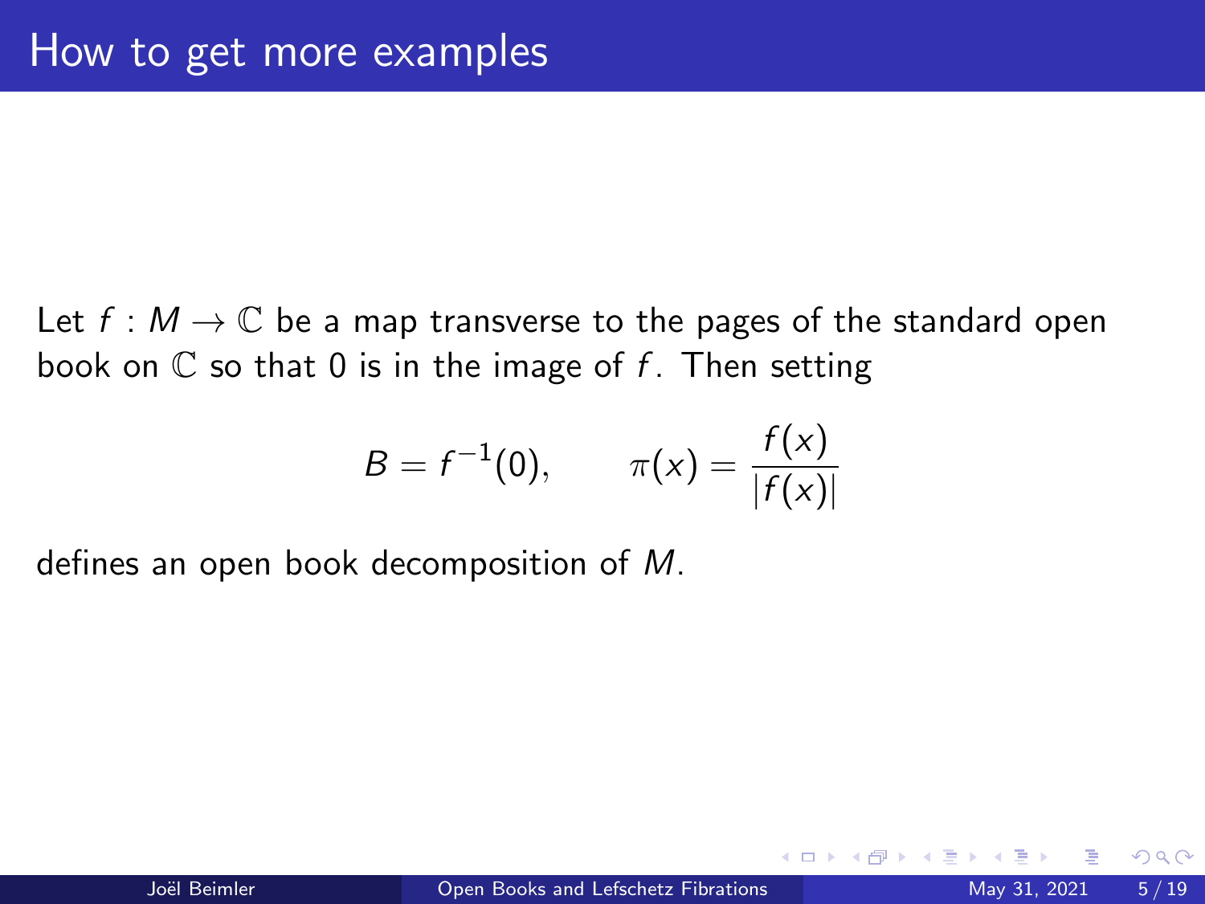# How to get more examples

Let $f : M \to \mathbb{C}$ be a map transverse to the pages of the standard open book on $\mathbb{C}$ so that 0 is in the image of $f$. Then setting

$$B = f^{-1}(0), \qquad \pi(x) = \frac{f(x)}{|f(x)|}$$

defines an open book decomposition of $M$.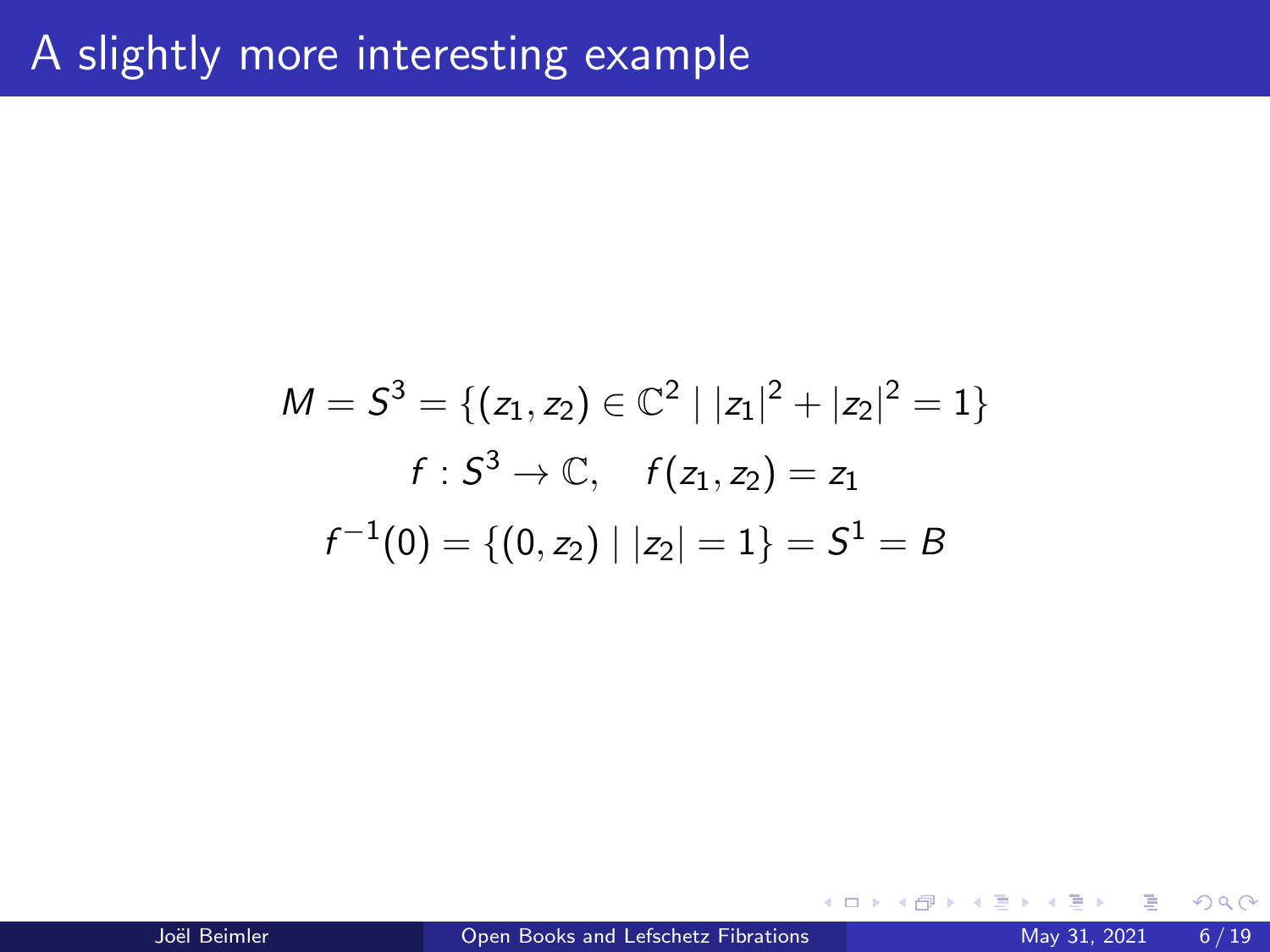# A slightly more interesting example

$$M = S^3 = \{(z_1, z_2) \in \mathbb{C}^2 \mid |z_1|^2 + |z_2|^2 = 1\}$$

$$f : S^3 \to \mathbb{C}, \quad f(z_1, z_2) = z_1$$

$$f^{-1}(0) = \{(0, z_2) \mid |z_2| = 1\} = S^1 = B$$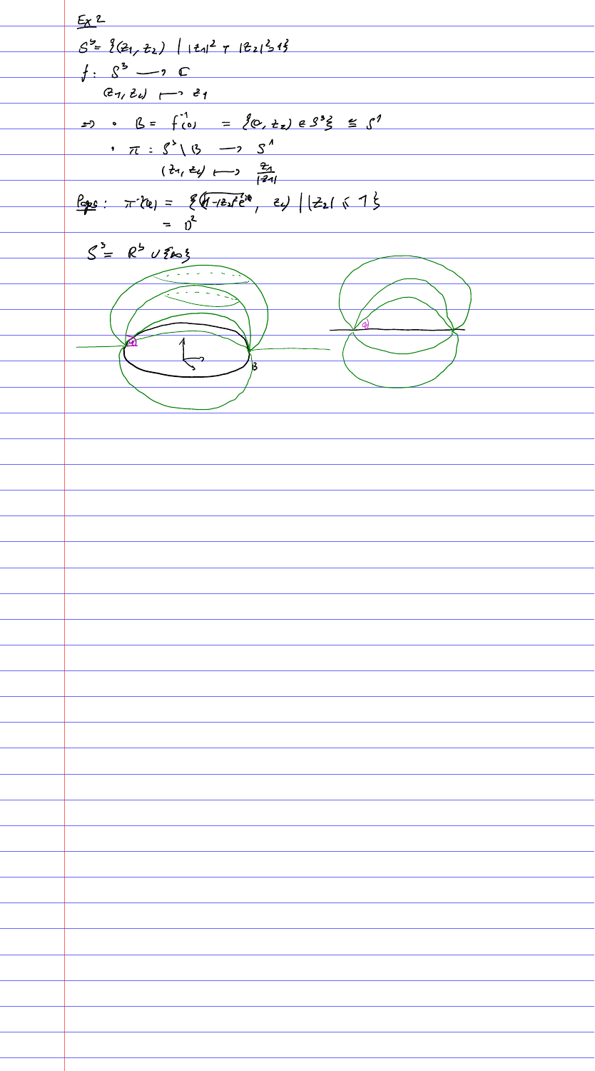Ex 2

$S^3 = \{(z_1, z_2) \mid |z_1|^2 + |z_2|^2 = 1\}$

$f : S^3 \longrightarrow \mathbb{C}$

$(z_1, z_2) \longmapsto z_1$

$\Rightarrow$ • $B = f^{-1}(0) = \{(0, z_2) \in S^3\} \cong S^1$

• $\pi : S^3 \setminus B \longrightarrow S^1$

$(z_1, z_2) \longmapsto \frac{z_1}{|z_1|}$

Prop: $\pi^{-1}(\theta) = \{(\sqrt{1-|z_2|^2}\, e^{i\theta}, z_2) \mid |z_2| < 1\}$

$= D^2$

$S^3 = \mathbb{R}^3 \cup \{\infty\}$

$\theta$ $B$ $\theta$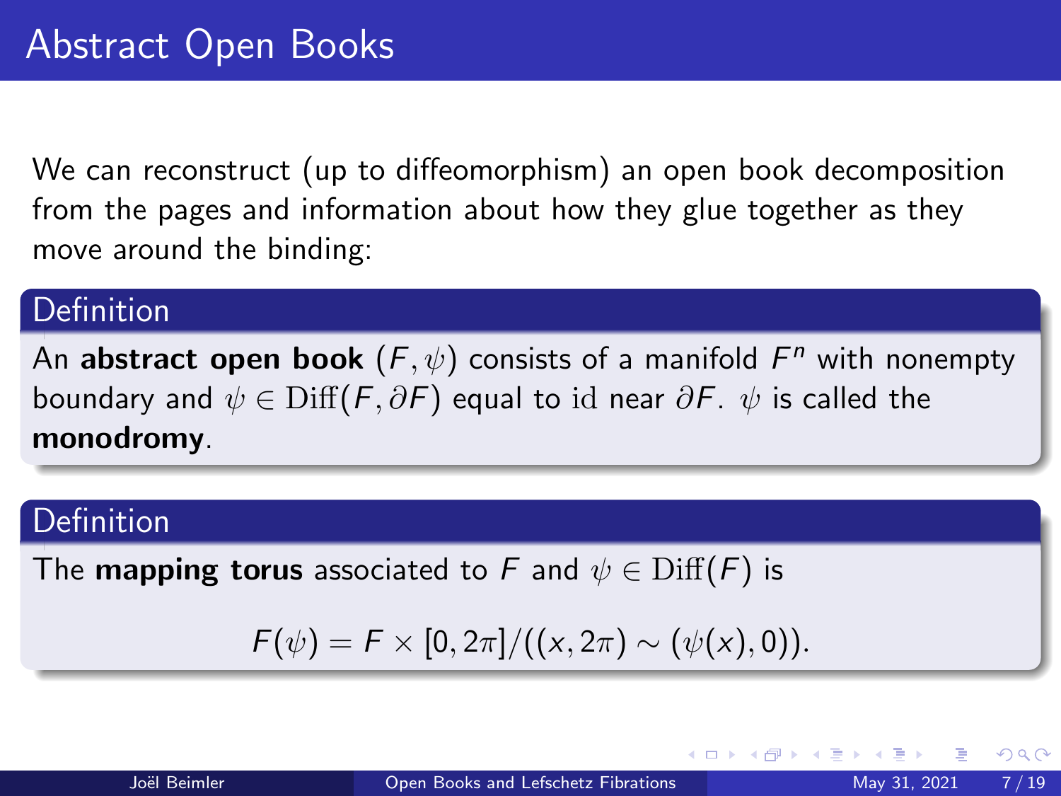# Abstract Open Books

We can reconstruct (up to diffeomorphism) an open book decomposition from the pages and information about how they glue together as they move around the binding:

**Definition**

An **abstract open book** $(F, \psi)$ consists of a manifold $F^n$ with nonempty boundary and $\psi \in \mathrm{Diff}(F, \partial F)$ equal to $\mathrm{id}$ near $\partial F$. $\psi$ is called the **monodromy**.

**Definition**

The **mapping torus** associated to $F$ and $\psi \in \mathrm{Diff}(F)$ is

$$F(\psi) = F \times [0, 2\pi]/((x, 2\pi) \sim (\psi(x), 0)).$$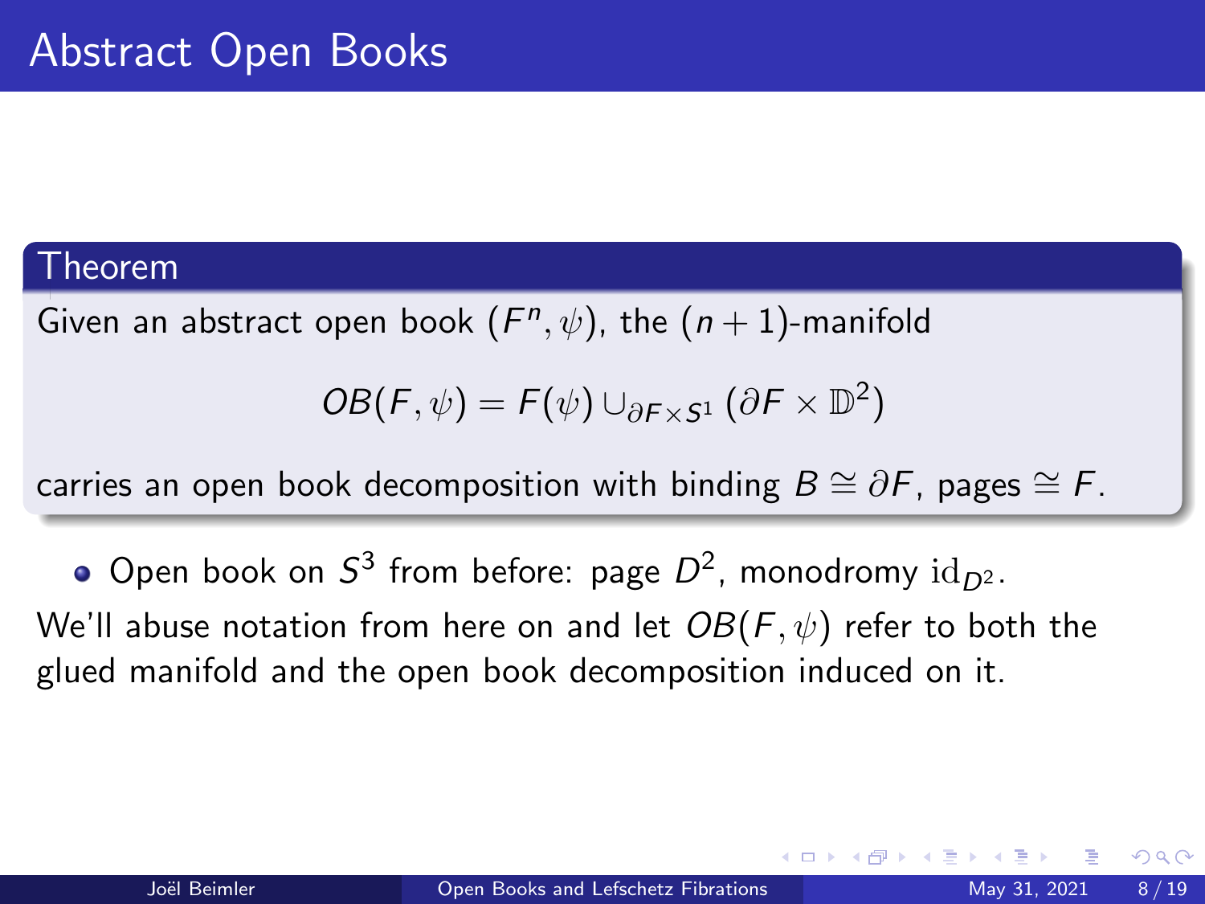# Abstract Open Books

**Theorem**

Given an abstract open book $(F^n, \psi)$, the $(n+1)$-manifold

$$OB(F, \psi) = F(\psi) \cup_{\partial F \times S^1} (\partial F \times \mathbb{D}^2)$$

carries an open book decomposition with binding $B \cong \partial F$, pages $\cong F$.

- Open book on $S^3$ from before: page $D^2$, monodromy $\mathrm{id}_{D^2}$.

We'll abuse notation from here on and let $OB(F, \psi)$ refer to both the glued manifold and the open book decomposition induced on it.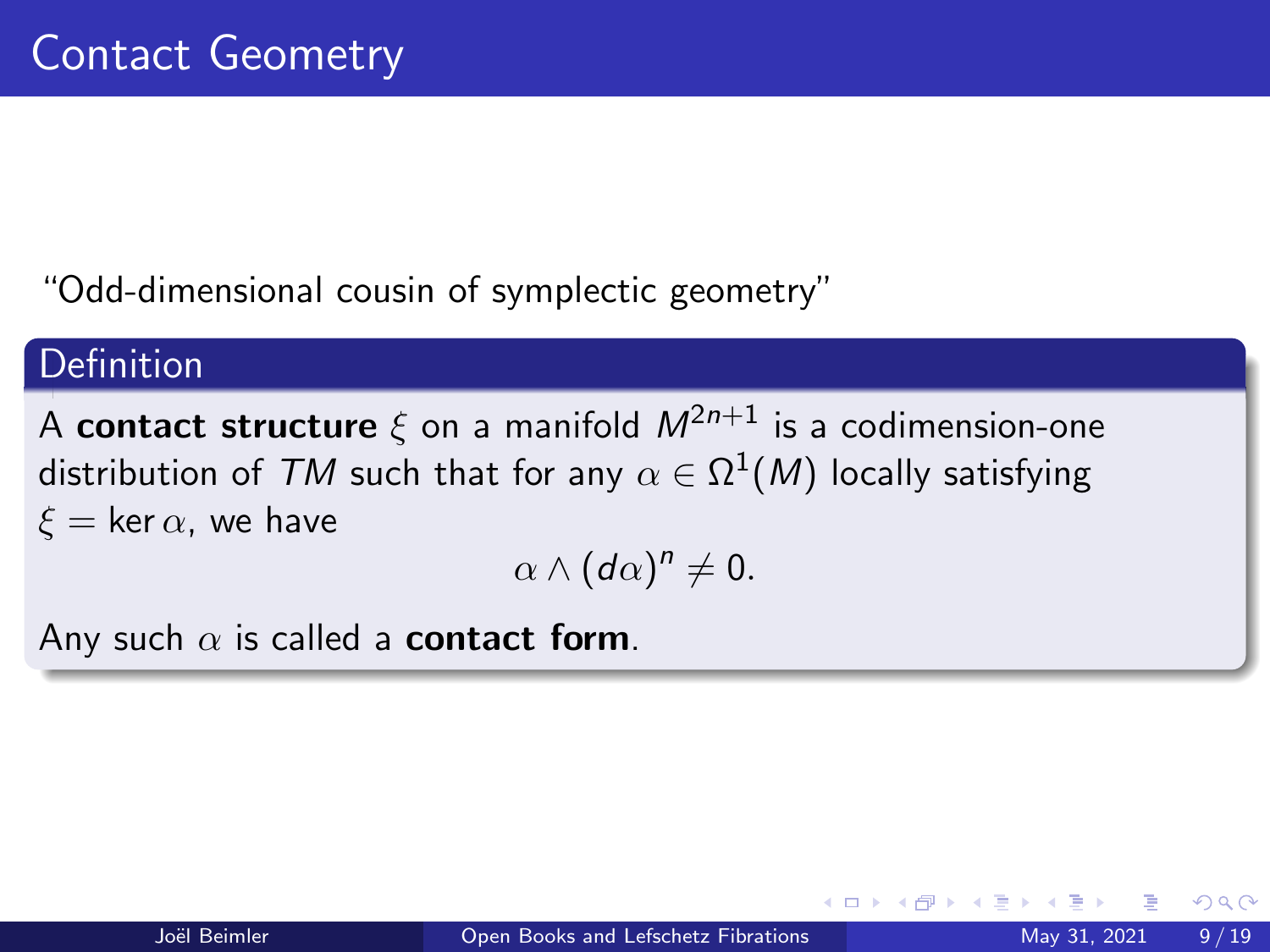# Contact Geometry

"Odd-dimensional cousin of symplectic geometry"

**Definition**

A **contact structure** $\xi$ on a manifold $M^{2n+1}$ is a codimension-one distribution of $TM$ such that for any $\alpha \in \Omega^1(M)$ locally satisfying $\xi = \ker \alpha$, we have

$$\alpha \wedge (d\alpha)^n \neq 0.$$

Any such $\alpha$ is called a **contact form**.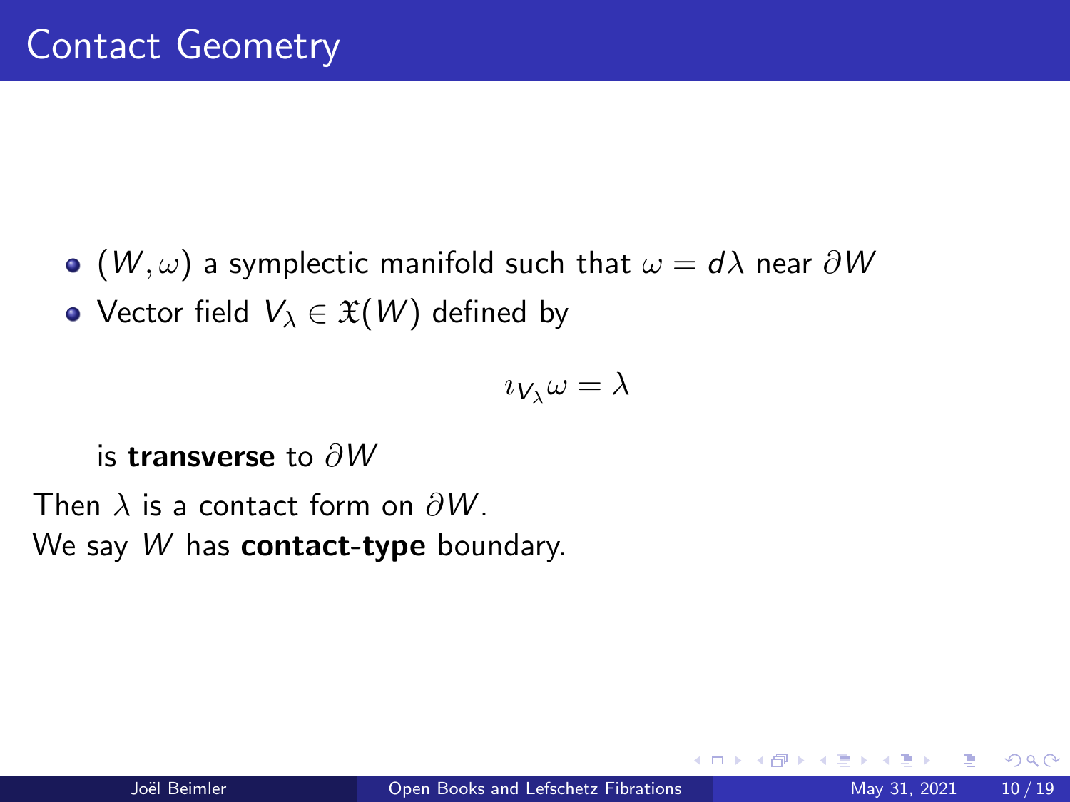# Contact Geometry

- $(W, \omega)$ a symplectic manifold such that $\omega = d\lambda$ near $\partial W$
- Vector field $V_\lambda \in \mathfrak{X}(W)$ defined by

$$\imath_{V_\lambda} \omega = \lambda$$

  is **transverse** to $\partial W$

Then $\lambda$ is a contact form on $\partial W$.
We say $W$ has **contact-type** boundary.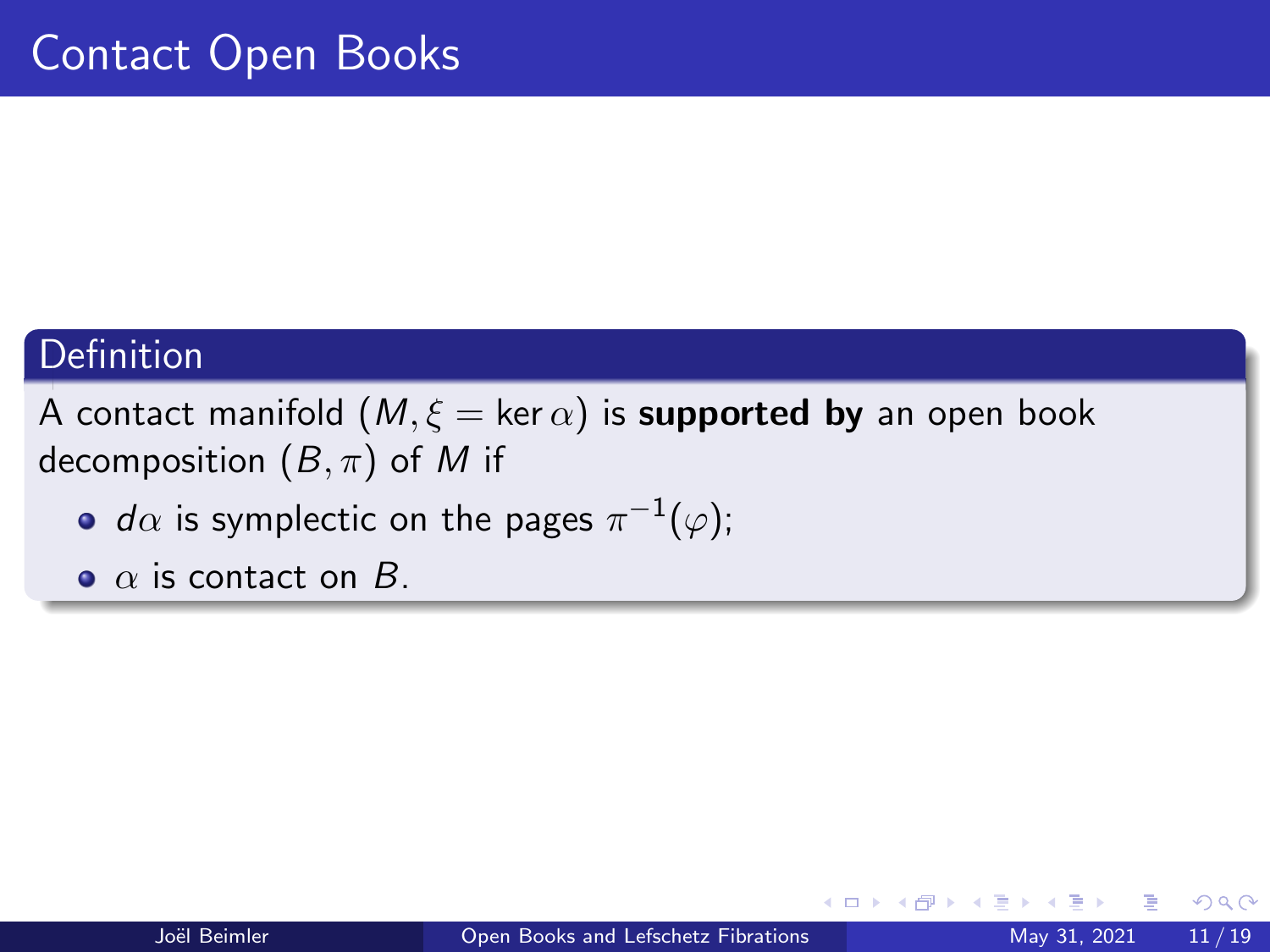# Contact Open Books

**Definition**

A contact manifold $(M, \xi = \ker \alpha)$ is **supported by** an open book decomposition $(B, \pi)$ of $M$ if

- $d\alpha$ is symplectic on the pages $\pi^{-1}(\varphi)$;
- $\alpha$ is contact on $B$.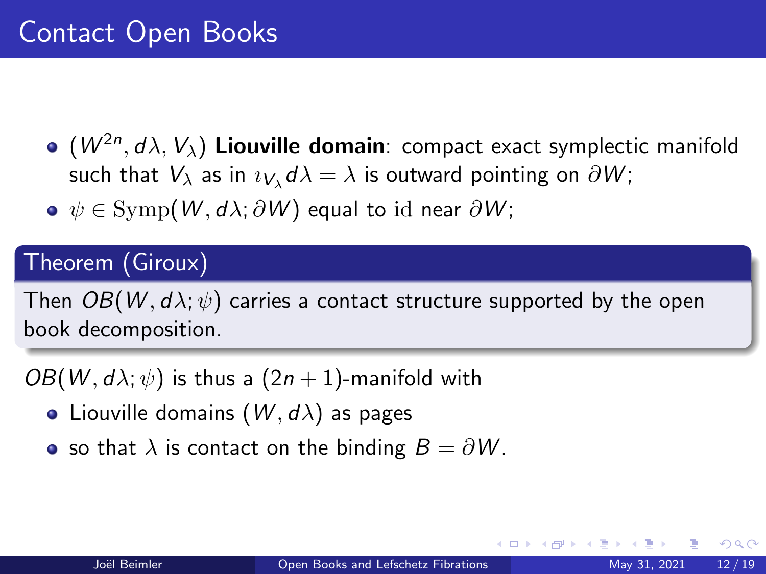# Contact Open Books

- $(W^{2n}, d\lambda, V_\lambda)$ **Liouville domain**: compact exact symplectic manifold such that $V_\lambda$ as in $\imath_{V_\lambda} d\lambda = \lambda$ is outward pointing on $\partial W$;
- $\psi \in \mathrm{Symp}(W, d\lambda; \partial W)$ equal to $\mathrm{id}$ near $\partial W$;

**Theorem (Giroux)**

Then $OB(W, d\lambda; \psi)$ carries a contact structure supported by the open book decomposition.

$OB(W, d\lambda; \psi)$ is thus a $(2n+1)$-manifold with

- Liouville domains $(W, d\lambda)$ as pages
- so that $\lambda$ is contact on the binding $B = \partial W$.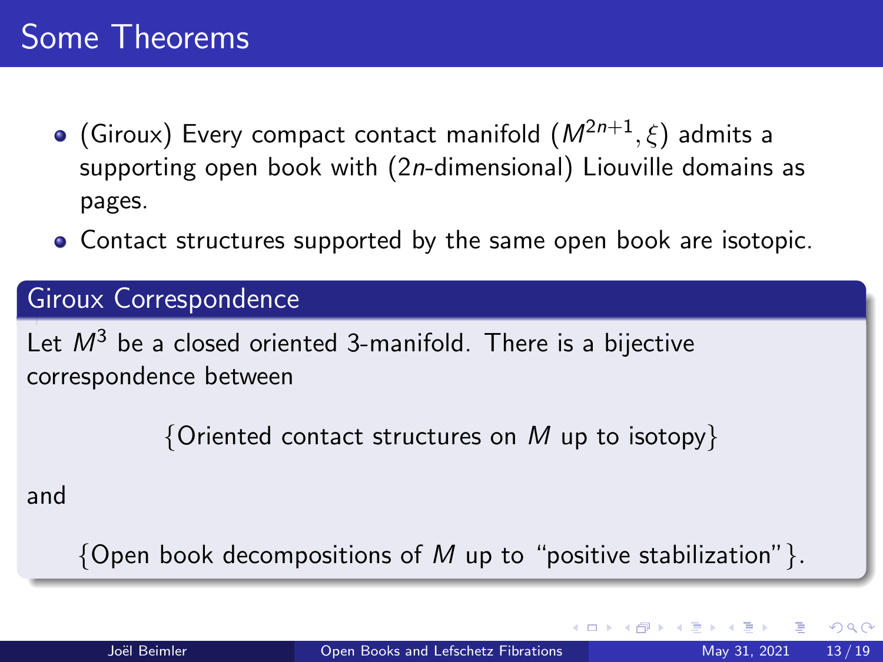# Some Theorems

- (Giroux) Every compact contact manifold $(M^{2n+1}, \xi)$ admits a supporting open book with ($2n$-dimensional) Liouville domains as pages.
- Contact structures supported by the same open book are isotopic.

**Giroux Correspondence**

Let $M^3$ be a closed oriented 3-manifold. There is a bijective correspondence between

$$\{\text{Oriented contact structures on } M \text{ up to isotopy}\}$$

and

$$\{\text{Open book decompositions of } M \text{ up to “positive stabilization”}\}.$$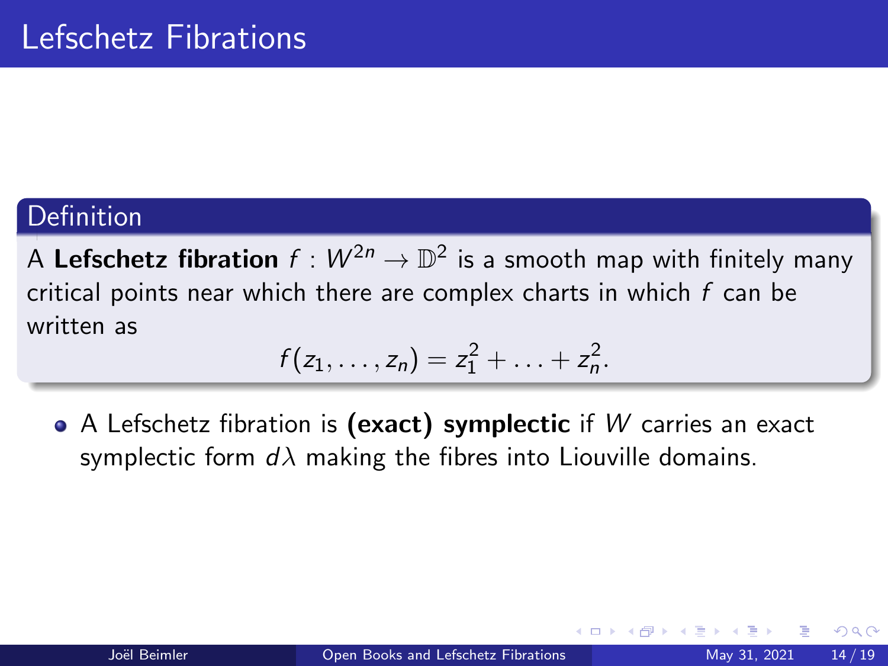# Lefschetz Fibrations

**Definition**

A **Lefschetz fibration** $f : W^{2n} \to \mathbb{D}^2$ is a smooth map with finitely many critical points near which there are complex charts in which $f$ can be written as

$$f(z_1, \ldots, z_n) = z_1^2 + \ldots + z_n^2.$$

- A Lefschetz fibration is **(exact) symplectic** if $W$ carries an exact symplectic form $d\lambda$ making the fibres into Liouville domains.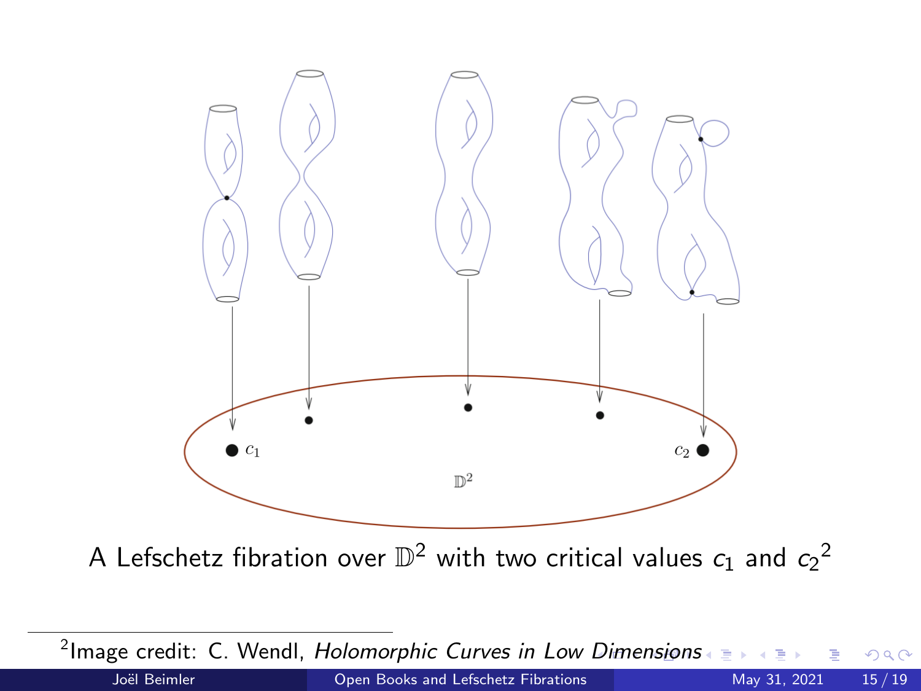A Lefschetz fibration over $\mathbb{D}^2$ with two critical values $c_1$ and $c_2$[2]

[2] Image credit: C. Wendl, *Holomorphic Curves in Low Dimensions*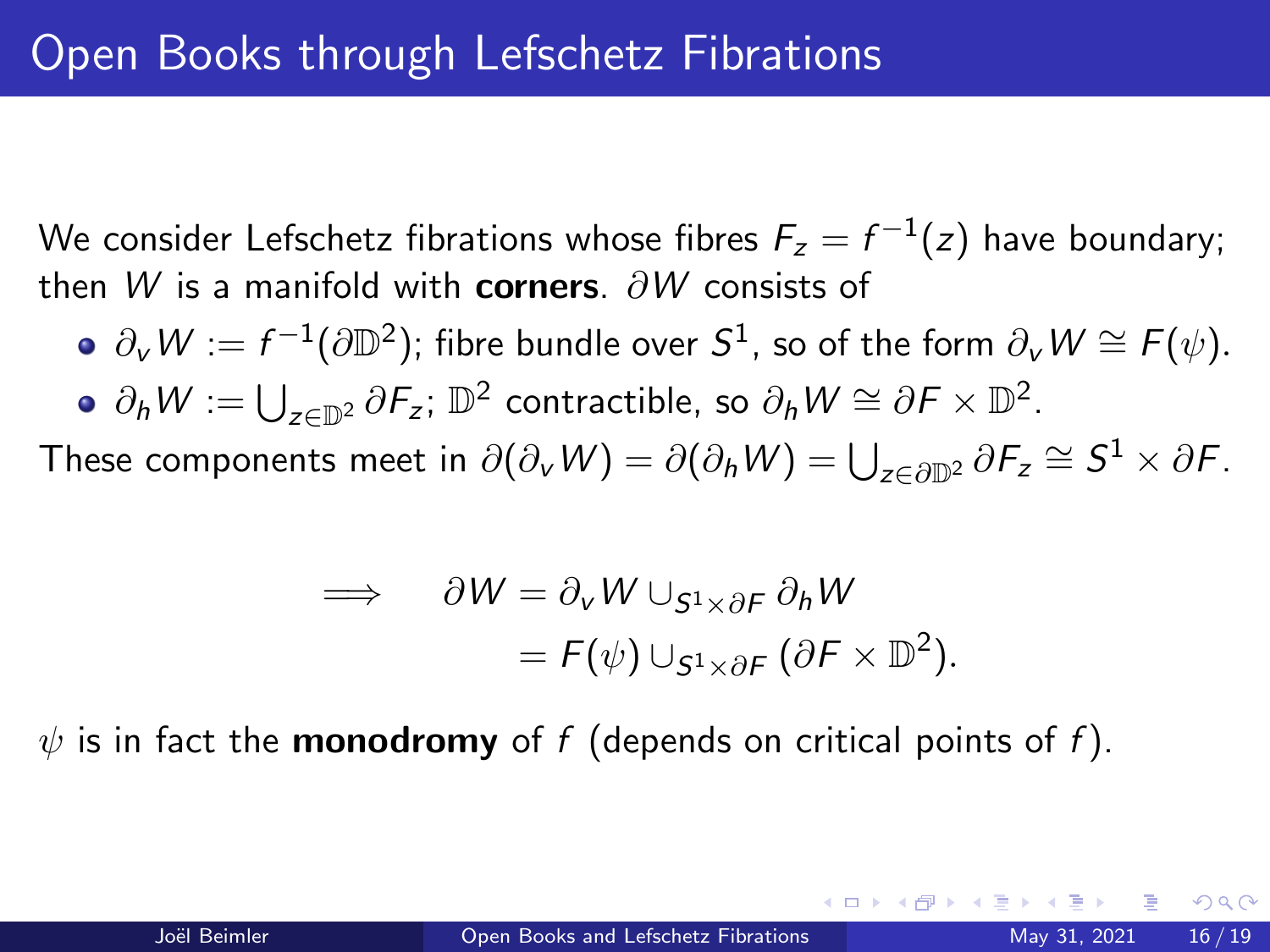# Open Books through Lefschetz Fibrations

We consider Lefschetz fibrations whose fibres $F_z = f^{-1}(z)$ have boundary; then $W$ is a manifold with **corners**. $\partial W$ consists of

- $\partial_v W := f^{-1}(\partial \mathbb{D}^2)$; fibre bundle over $S^1$, so of the form $\partial_v W \cong F(\psi)$.
- $\partial_h W := \bigcup_{z \in \mathbb{D}^2} \partial F_z$; $\mathbb{D}^2$ contractible, so $\partial_h W \cong \partial F \times \mathbb{D}^2$.

These components meet in $\partial(\partial_v W) = \partial(\partial_h W) = \bigcup_{z \in \partial \mathbb{D}^2} \partial F_z \cong S^1 \times \partial F$.

$$
\begin{aligned}
\implies \quad \partial W &= \partial_v W \cup_{S^1 \times \partial F} \partial_h W \\
&= F(\psi) \cup_{S^1 \times \partial F} (\partial F \times \mathbb{D}^2).
\end{aligned}
$$

$\psi$ is in fact the **monodromy** of $f$ (depends on critical points of $f$).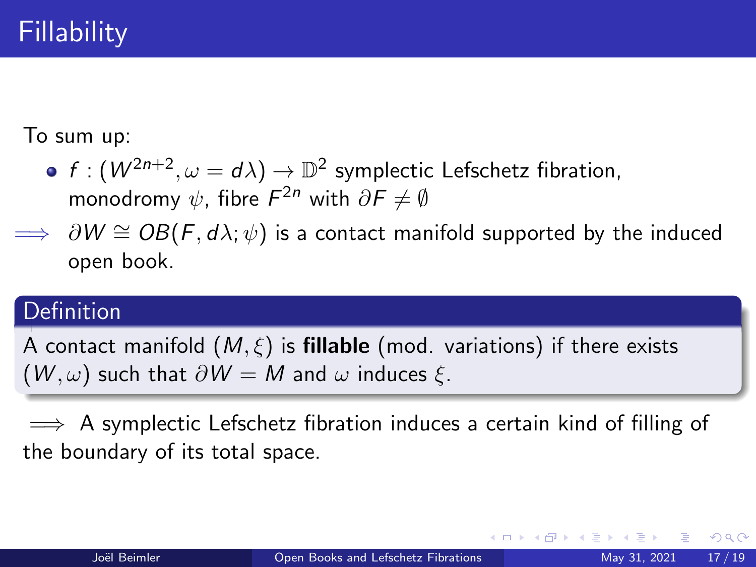# Fillability

To sum up:

- $f : (W^{2n+2}, \omega = d\lambda) \to \mathbb{D}^2$ symplectic Lefschetz fibration, monodromy $\psi$, fibre $F^{2n}$ with $\partial F \neq \emptyset$

$\implies$ $\partial W \cong OB(F, d\lambda; \psi)$ is a contact manifold supported by the induced open book.

**Definition**

A contact manifold $(M, \xi)$ is **fillable** (mod. variations) if there exists $(W, \omega)$ such that $\partial W = M$ and $\omega$ induces $\xi$.

$\implies$ A symplectic Lefschetz fibration induces a certain kind of filling of the boundary of its total space.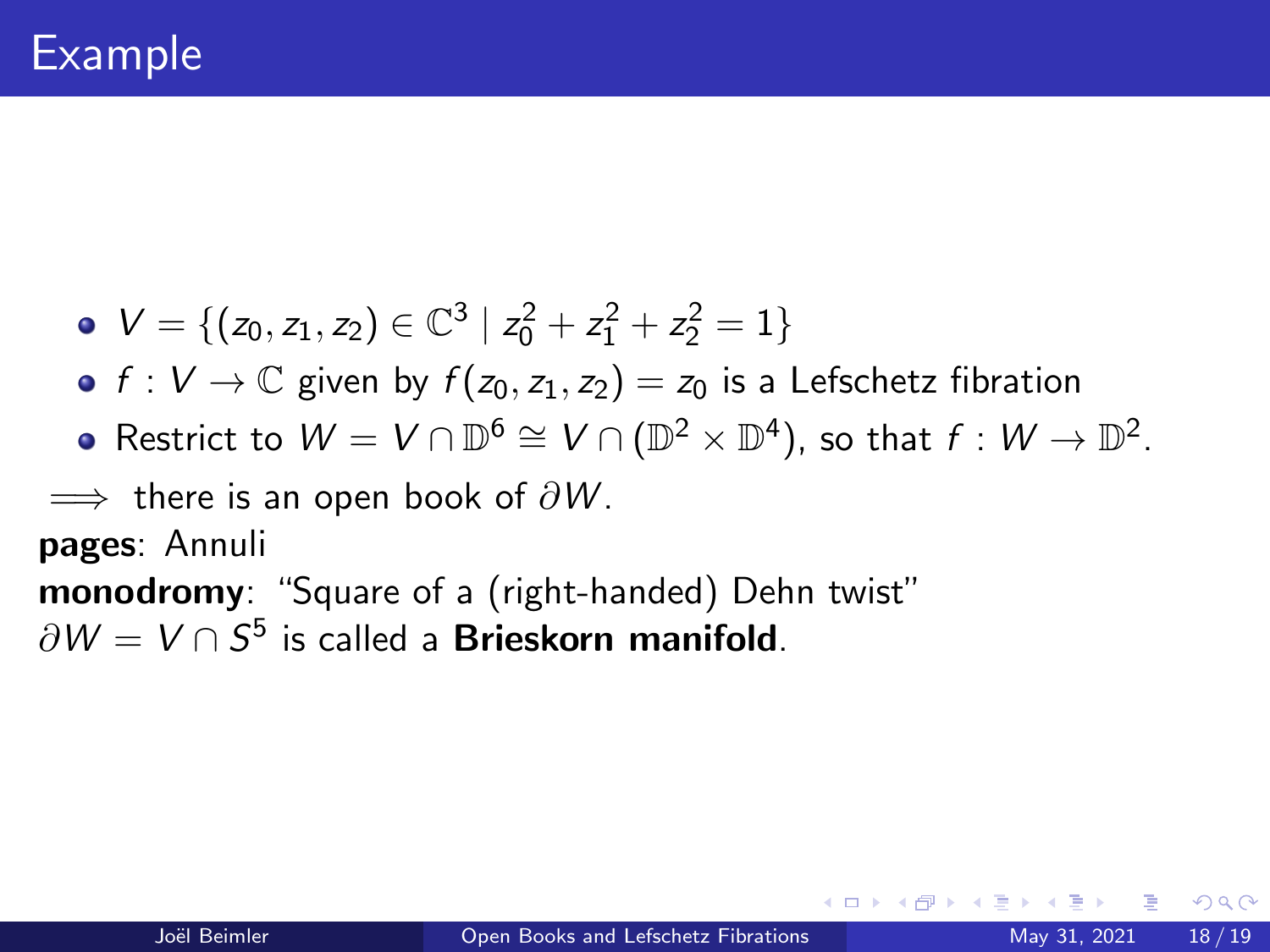# Example

- $V = \{(z_0, z_1, z_2) \in \mathbb{C}^3 \mid z_0^2 + z_1^2 + z_2^2 = 1\}$
- $f : V \to \mathbb{C}$ given by $f(z_0, z_1, z_2) = z_0$ is a Lefschetz fibration
- Restrict to $W = V \cap \mathbb{D}^6 \cong V \cap (\mathbb{D}^2 \times \mathbb{D}^4)$, so that $f : W \to \mathbb{D}^2$.

$\implies$ there is an open book of $\partial W$.

**pages**: Annuli

**monodromy**: "Square of a (right-handed) Dehn twist"

$\partial W = V \cap S^5$ is called a **Brieskorn manifold**.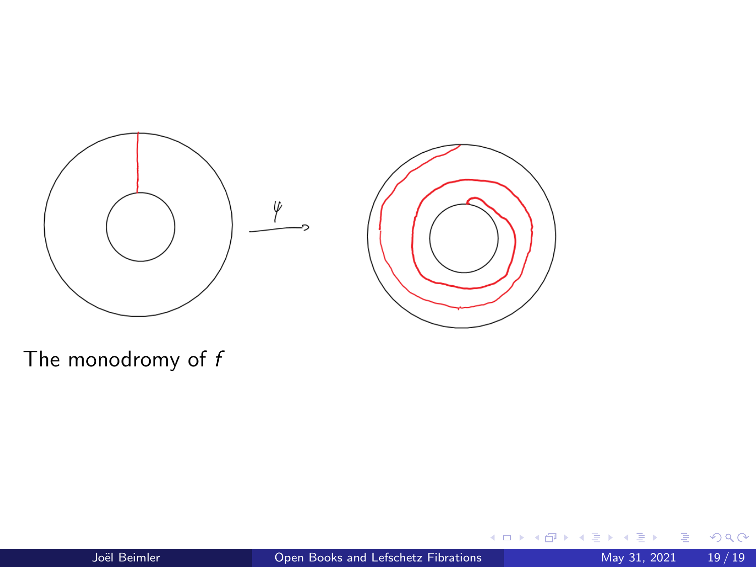$\psi$

The monodromy of $f$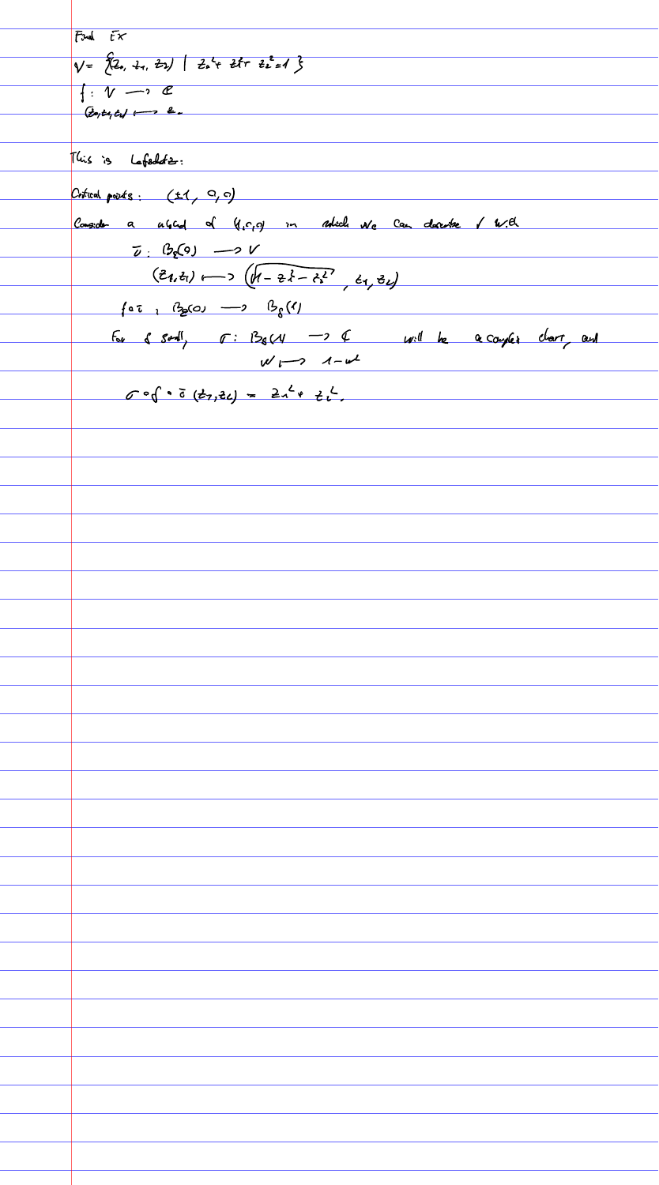Final Ex

$V = \{(z_0, z_1, z_2) \mid z_0^2 + z_1^2 + z_2^2 = 1\}$

$f: V \longrightarrow \mathbb{C}$

$(z_0, z_1, z_2) \longmapsto z_0$

This is Lefschetz:

Critical points: $(\pm 1, 0, 0)$

Consider a nbhd of $(1, 0, 0)$ in which we can describe $V$ w.th

$$\tilde{\imath}: B_\delta(0) \longrightarrow V$$

$$(z_1, z_2) \longmapsto \left(\sqrt{1 - z_1^2 - z_2^2}, z_1, z_2\right)$$

$f \circ \tilde{\imath}: B_\delta(0) \longrightarrow B_\delta(1)$

For $\delta$ small, $\sigma: B_\delta(1) \longrightarrow \mathbb{C}$ will be a complex chart, and $w \longmapsto 1 - w^2$

$$\sigma \circ f \circ \tilde{\imath}(z_1, z_2) = z_1^2 + z_2^2.$$